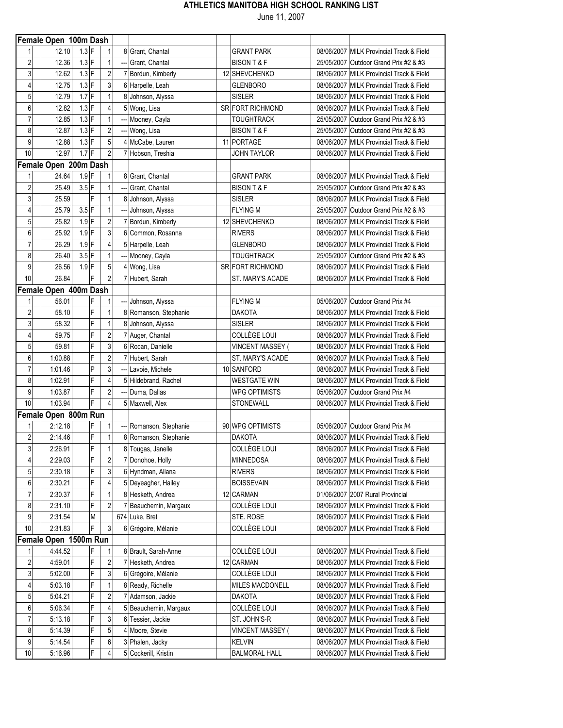# ATHLETICS MANITOBA HIGH SCHOOL RANKING LIST

June 11, 2007

| | | | | | | | | | | |
|---|---|---|---|---|---|---|---|---|---|---|
| **Female Open 100m Dash** | | | | | | | | | | |
| 1 | 12.10 | 1.3 | F | 1 | 8 | Grant, Chantal | | GRANT PARK | 08/06/2007 | MILK Provincial Track & Field |
| 2 | 12.36 | 1.3 | F | 1 | --- | Grant, Chantal | | BISON T & F | 25/05/2007 | Outdoor Grand Prix #2 & #3 |
| 3 | 12.62 | 1.3 | F | 2 | 7 | Bordun, Kimberly | 12 | SHEVCHENKO | 08/06/2007 | MILK Provincial Track & Field |
| 4 | 12.75 | 1.3 | F | 3 | 6 | Harpelle, Leah | | GLENBORO | 08/06/2007 | MILK Provincial Track & Field |
| 5 | 12.79 | 1.7 | F | 1 | 8 | Johnson, Alyssa | | SISLER | 08/06/2007 | MILK Provincial Track & Field |
| 6 | 12.82 | 1.3 | F | 4 | 5 | Wong, Lisa | SR | FORT RICHMOND | 08/06/2007 | MILK Provincial Track & Field |
| 7 | 12.85 | 1.3 | F | 1 | --- | Mooney, Cayla | | TOUGHTRACK | 25/05/2007 | Outdoor Grand Prix #2 & #3 |
| 8 | 12.87 | 1.3 | F | 2 | --- | Wong, Lisa | | BISON T & F | 25/05/2007 | Outdoor Grand Prix #2 & #3 |
| 9 | 12.88 | 1.3 | F | 5 | 4 | McCabe, Lauren | 11 | PORTAGE | 08/06/2007 | MILK Provincial Track & Field |
| 10 | 12.97 | 1.7 | F | 2 | 7 | Hobson, Treshia | | JOHN TAYLOR | 08/06/2007 | MILK Provincial Track & Field |
| **Female Open 200m Dash** | | | | | | | | | | |
| 1 | 24.64 | 1.9 | F | 1 | 8 | Grant, Chantal | | GRANT PARK | 08/06/2007 | MILK Provincial Track & Field |
| 2 | 25.49 | 3.5 | F | 1 | --- | Grant, Chantal | | BISON T & F | 25/05/2007 | Outdoor Grand Prix #2 & #3 |
| 3 | 25.59 | | F | 1 | 8 | Johnson, Alyssa | | SISLER | 08/06/2007 | MILK Provincial Track & Field |
| 4 | 25.79 | 3.5 | F | 1 | --- | Johnson, Alyssa | | FLYING M | 25/05/2007 | Outdoor Grand Prix #2 & #3 |
| 5 | 25.82 | 1.9 | F | 2 | 7 | Bordun, Kimberly | 12 | SHEVCHENKO | 08/06/2007 | MILK Provincial Track & Field |
| 6 | 25.92 | 1.9 | F | 3 | 6 | Common, Rosanna | | RIVERS | 08/06/2007 | MILK Provincial Track & Field |
| 7 | 26.29 | 1.9 | F | 4 | 5 | Harpelle, Leah | | GLENBORO | 08/06/2007 | MILK Provincial Track & Field |
| 8 | 26.40 | 3.5 | F | 1 | --- | Mooney, Cayla | | TOUGHTRACK | 25/05/2007 | Outdoor Grand Prix #2 & #3 |
| 9 | 26.56 | 1.9 | F | 5 | 4 | Wong, Lisa | SR | FORT RICHMOND | 08/06/2007 | MILK Provincial Track & Field |
| 10 | 26.84 | | F | 2 | 7 | Hubert, Sarah | | ST. MARY'S ACADE | 08/06/2007 | MILK Provincial Track & Field |
| **Female Open 400m Dash** | | | | | | | | | | |
| 1 | 56.01 | | F | 1 | --- | Johnson, Alyssa | | FLYING M | 05/06/2007 | Outdoor Grand Prix #4 |
| 2 | 58.10 | | F | 1 | 8 | Romanson, Stephanie | | DAKOTA | 08/06/2007 | MILK Provincial Track & Field |
| 3 | 58.32 | | F | 1 | 8 | Johnson, Alyssa | | SISLER | 08/06/2007 | MILK Provincial Track & Field |
| 4 | 59.75 | | F | 2 | 7 | Auger, Chantal | | COLLÈGE LOUI | 08/06/2007 | MILK Provincial Track & Field |
| 5 | 59.81 | | F | 3 | 6 | Rocan, Danielle | | VINCENT MASSEY ( | 08/06/2007 | MILK Provincial Track & Field |
| 6 | 1:00.88 | | F | 2 | 7 | Hubert, Sarah | | ST. MARY'S ACADE | 08/06/2007 | MILK Provincial Track & Field |
| 7 | 1:01.46 | | P | 3 | --- | Lavoie, Michele | 10 | SANFORD | 08/06/2007 | MILK Provincial Track & Field |
| 8 | 1:02.91 | | F | 4 | 5 | Hildebrand, Rachel | | WESTGATE WIN | 08/06/2007 | MILK Provincial Track & Field |
| 9 | 1:03.87 | | F | 2 | --- | Duma, Dallas | | WPG OPTIMISTS | 05/06/2007 | Outdoor Grand Prix #4 |
| 10 | 1:03.94 | | F | 4 | 5 | Maxwell, Alex | | STONEWALL | 08/06/2007 | MILK Provincial Track & Field |
| **Female Open 800m Run** | | | | | | | | | | |
| 1 | 2:12.18 | | F | 1 | --- | Romanson, Stephanie | 90 | WPG OPTIMISTS | 05/06/2007 | Outdoor Grand Prix #4 |
| 2 | 2:14.46 | | F | 1 | 8 | Romanson, Stephanie | | DAKOTA | 08/06/2007 | MILK Provincial Track & Field |
| 3 | 2:26.91 | | F | 1 | 8 | Tougas, Janelle | | COLLÈGE LOUI | 08/06/2007 | MILK Provincial Track & Field |
| 4 | 2:29.03 | | F | 2 | 7 | Donohoe, Holly | | MINNEDOSA | 08/06/2007 | MILK Provincial Track & Field |
| 5 | 2:30.18 | | F | 3 | 6 | Hyndman, Allana | | RIVERS | 08/06/2007 | MILK Provincial Track & Field |
| 6 | 2:30.21 | | F | 4 | 5 | Deyeagher, Hailey | | BOISSEVAIN | 08/06/2007 | MILK Provincial Track & Field |
| 7 | 2:30.37 | | F | 1 | 8 | Hesketh, Andrea | 12 | CARMAN | 01/06/2007 | 2007 Rural Provincial |
| 8 | 2:31.10 | | F | 2 | 7 | Beauchemin, Margaux | | COLLÈGE LOUI | 08/06/2007 | MILK Provincial Track & Field |
| 9 | 2:31.54 | | M | | 674 | Luke, Bret | | STE. ROSE | 08/06/2007 | MILK Provincial Track & Field |
| 10 | 2:31.83 | | F | 3 | 6 | Grégoire, Mélanie | | COLLÈGE LOUI | 08/06/2007 | MILK Provincial Track & Field |
| **Female Open 1500m Run** | | | | | | | | | | |
| 1 | 4:44.52 | | F | 1 | 8 | Brault, Sarah-Anne | | COLLÈGE LOUI | 08/06/2007 | MILK Provincial Track & Field |
| 2 | 4:59.01 | | F | 2 | 7 | Hesketh, Andrea | 12 | CARMAN | 08/06/2007 | MILK Provincial Track & Field |
| 3 | 5:02.00 | | F | 3 | 6 | Grégoire, Mélanie | | COLLÈGE LOUI | 08/06/2007 | MILK Provincial Track & Field |
| 4 | 5:03.18 | | F | 1 | 8 | Ready, Richelle | | MILES MACDONELL | 08/06/2007 | MILK Provincial Track & Field |
| 5 | 5:04.21 | | F | 2 | 7 | Adamson, Jackie | | DAKOTA | 08/06/2007 | MILK Provincial Track & Field |
| 6 | 5:06.34 | | F | 4 | 5 | Beauchemin, Margaux | | COLLÈGE LOUI | 08/06/2007 | MILK Provincial Track & Field |
| 7 | 5:13.18 | | F | 3 | 6 | Tessier, Jackie | | ST. JOHN'S-R | 08/06/2007 | MILK Provincial Track & Field |
| 8 | 5:14.39 | | F | 5 | 4 | Moore, Stevie | | VINCENT MASSEY ( | 08/06/2007 | MILK Provincial Track & Field |
| 9 | 5:14.54 | | F | 6 | 3 | Phalen, Jacky | | KELVIN | 08/06/2007 | MILK Provincial Track & Field |
| 10 | 5:16.96 | | F | 4 | 5 | Cockerill, Kristin | | BALMORAL HALL | 08/06/2007 | MILK Provincial Track & Field |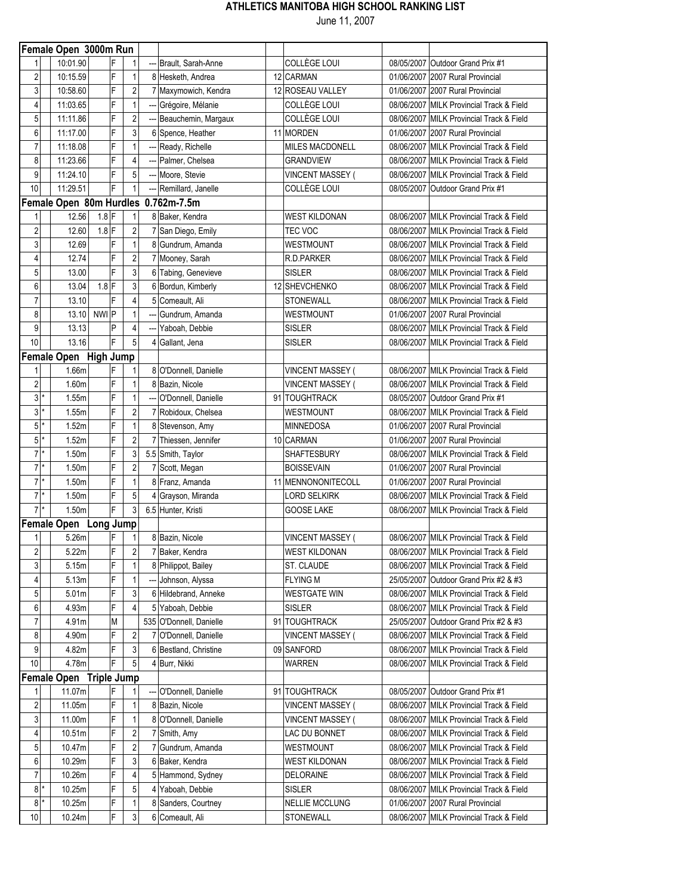# ATHLETICS MANITOBA HIGH SCHOOL RANKING LIST

June 11, 2007

| | | | | | | | | | | | |
|---|---|---|---|---|---|---|---|---|---|---|---|
| **Female Open 3000m Run** | | | | | | | | | | | |
| 1 | | 10:01.90 | | F | 1 | --- | Brault, Sarah-Anne | | COLLÈGE LOUI | 08/05/2007 | Outdoor Grand Prix #1 |
| 2 | | 10:15.59 | | F | 1 | 8 | Hesketh, Andrea | 12 | CARMAN | 01/06/2007 | 2007 Rural Provincial |
| 3 | | 10:58.60 | | F | 2 | 7 | Maxymowich, Kendra | 12 | ROSEAU VALLEY | 01/06/2007 | 2007 Rural Provincial |
| 4 | | 11:03.65 | | F | 1 | --- | Grégoire, Mélanie | | COLLÈGE LOUI | 08/06/2007 | MILK Provincial Track & Field |
| 5 | | 11:11.86 | | F | 2 | --- | Beauchemin, Margaux | | COLLÈGE LOUI | 08/06/2007 | MILK Provincial Track & Field |
| 6 | | 11:17.00 | | F | 3 | 6 | Spence, Heather | 11 | MORDEN | 01/06/2007 | 2007 Rural Provincial |
| 7 | | 11:18.08 | | F | 1 | --- | Ready, Richelle | | MILES MACDONELL | 08/06/2007 | MILK Provincial Track & Field |
| 8 | | 11:23.66 | | F | 4 | --- | Palmer, Chelsea | | GRANDVIEW | 08/06/2007 | MILK Provincial Track & Field |
| 9 | | 11:24.10 | | F | 5 | --- | Moore, Stevie | | VINCENT MASSEY ( | 08/06/2007 | MILK Provincial Track & Field |
| 10 | | 11:29.51 | | F | 1 | --- | Remillard, Janelle | | COLLÈGE LOUI | 08/05/2007 | Outdoor Grand Prix #1 |
| **Female Open 80m Hurdles 0.762m-7.5m** | | | | | | | | | | | |
| 1 | | 12.56 | 1.8 | F | 1 | 8 | Baker, Kendra | | WEST KILDONAN | 08/06/2007 | MILK Provincial Track & Field |
| 2 | | 12.60 | 1.8 | F | 2 | 7 | San Diego, Emily | | TEC VOC | 08/06/2007 | MILK Provincial Track & Field |
| 3 | | 12.69 | | F | 1 | 8 | Gundrum, Amanda | | WESTMOUNT | 08/06/2007 | MILK Provincial Track & Field |
| 4 | | 12.74 | | F | 2 | 7 | Mooney, Sarah | | R.D.PARKER | 08/06/2007 | MILK Provincial Track & Field |
| 5 | | 13.00 | | F | 3 | 6 | Tabing, Genevieve | | SISLER | 08/06/2007 | MILK Provincial Track & Field |
| 6 | | 13.04 | 1.8 | F | 3 | 6 | Bordun, Kimberly | 12 | SHEVCHENKO | 08/06/2007 | MILK Provincial Track & Field |
| 7 | | 13.10 | | F | 4 | 5 | Comeault, Ali | | STONEWALL | 08/06/2007 | MILK Provincial Track & Field |
| 8 | | 13.10 | NWI | P | 1 | --- | Gundrum, Amanda | | WESTMOUNT | 01/06/2007 | 2007 Rural Provincial |
| 9 | | 13.13 | | P | 4 | --- | Yaboah, Debbie | | SISLER | 08/06/2007 | MILK Provincial Track & Field |
| 10 | | 13.16 | | F | 5 | 4 | Gallant, Jena | | SISLER | 08/06/2007 | MILK Provincial Track & Field |
| **Female Open High Jump** | | | | | | | | | | | |
| 1 | | 1.66m | | F | 1 | 8 | O'Donnell, Danielle | | VINCENT MASSEY ( | 08/06/2007 | MILK Provincial Track & Field |
| 2 | | 1.60m | | F | 1 | 8 | Bazin, Nicole | | VINCENT MASSEY ( | 08/06/2007 | MILK Provincial Track & Field |
| 3 | * | 1.55m | | F | 1 | --- | O'Donnell, Danielle | 91 | TOUGHTRACK | 08/05/2007 | Outdoor Grand Prix #1 |
| 3 | * | 1.55m | | F | 2 | 7 | Robidoux, Chelsea | | WESTMOUNT | 08/06/2007 | MILK Provincial Track & Field |
| 5 | * | 1.52m | | F | 1 | 8 | Stevenson, Amy | | MINNEDOSA | 01/06/2007 | 2007 Rural Provincial |
| 5 | * | 1.52m | | F | 2 | 7 | Thiessen, Jennifer | 10 | CARMAN | 01/06/2007 | 2007 Rural Provincial |
| 7 | * | 1.50m | | F | 3 | 5.5 | Smith, Taylor | | SHAFTESBURY | 08/06/2007 | MILK Provincial Track & Field |
| 7 | * | 1.50m | | F | 2 | 7 | Scott, Megan | | BOISSEVAIN | 01/06/2007 | 2007 Rural Provincial |
| 7 | * | 1.50m | | F | 1 | 8 | Franz, Amanda | 11 | MENNONONITECOLL | 01/06/2007 | 2007 Rural Provincial |
| 7 | * | 1.50m | | F | 5 | 4 | Grayson, Miranda | | LORD SELKIRK | 08/06/2007 | MILK Provincial Track & Field |
| 7 | * | 1.50m | | F | 3 | 6.5 | Hunter, Kristi | | GOOSE LAKE | 08/06/2007 | MILK Provincial Track & Field |
| **Female Open Long Jump** | | | | | | | | | | | |
| 1 | | 5.26m | | F | 1 | 8 | Bazin, Nicole | | VINCENT MASSEY ( | 08/06/2007 | MILK Provincial Track & Field |
| 2 | | 5.22m | | F | 2 | 7 | Baker, Kendra | | WEST KILDONAN | 08/06/2007 | MILK Provincial Track & Field |
| 3 | | 5.15m | | F | 1 | 8 | Philippot, Bailey | | ST. CLAUDE | 08/06/2007 | MILK Provincial Track & Field |
| 4 | | 5.13m | | F | 1 | --- | Johnson, Alyssa | | FLYING M | 25/05/2007 | Outdoor Grand Prix #2 & #3 |
| 5 | | 5.01m | | F | 3 | 6 | Hildebrand, Anneke | | WESTGATE WIN | 08/06/2007 | MILK Provincial Track & Field |
| 6 | | 4.93m | | F | 4 | 5 | Yaboah, Debbie | | SISLER | 08/06/2007 | MILK Provincial Track & Field |
| 7 | | 4.91m | | M | | 535 | O'Donnell, Danielle | 91 | TOUGHTRACK | 25/05/2007 | Outdoor Grand Prix #2 & #3 |
| 8 | | 4.90m | | F | 2 | 7 | O'Donnell, Danielle | | VINCENT MASSEY ( | 08/06/2007 | MILK Provincial Track & Field |
| 9 | | 4.82m | | F | 3 | 6 | Bestland, Christine | 09 | SANFORD | 08/06/2007 | MILK Provincial Track & Field |
| 10 | | 4.78m | | F | 5 | 4 | Burr, Nikki | | WARREN | 08/06/2007 | MILK Provincial Track & Field |
| **Female Open Triple Jump** | | | | | | | | | | | |
| 1 | | 11.07m | | F | 1 | --- | O'Donnell, Danielle | 91 | TOUGHTRACK | 08/05/2007 | Outdoor Grand Prix #1 |
| 2 | | 11.05m | | F | 1 | 8 | Bazin, Nicole | | VINCENT MASSEY ( | 08/06/2007 | MILK Provincial Track & Field |
| 3 | | 11.00m | | F | 1 | 8 | O'Donnell, Danielle | | VINCENT MASSEY ( | 08/06/2007 | MILK Provincial Track & Field |
| 4 | | 10.51m | | F | 2 | 7 | Smith, Amy | | LAC DU BONNET | 08/06/2007 | MILK Provincial Track & Field |
| 5 | | 10.47m | | F | 2 | 7 | Gundrum, Amanda | | WESTMOUNT | 08/06/2007 | MILK Provincial Track & Field |
| 6 | | 10.29m | | F | 3 | 6 | Baker, Kendra | | WEST KILDONAN | 08/06/2007 | MILK Provincial Track & Field |
| 7 | | 10.26m | | F | 4 | 5 | Hammond, Sydney | | DELORAINE | 08/06/2007 | MILK Provincial Track & Field |
| 8 | * | 10.25m | | F | 5 | 4 | Yaboah, Debbie | | SISLER | 08/06/2007 | MILK Provincial Track & Field |
| 8 | * | 10.25m | | F | 1 | 8 | Sanders, Courtney | | NELLIE MCCLUNG | 01/06/2007 | 2007 Rural Provincial |
| 10 | | 10.24m | | F | 3 | 6 | Comeault, Ali | | STONEWALL | 08/06/2007 | MILK Provincial Track & Field |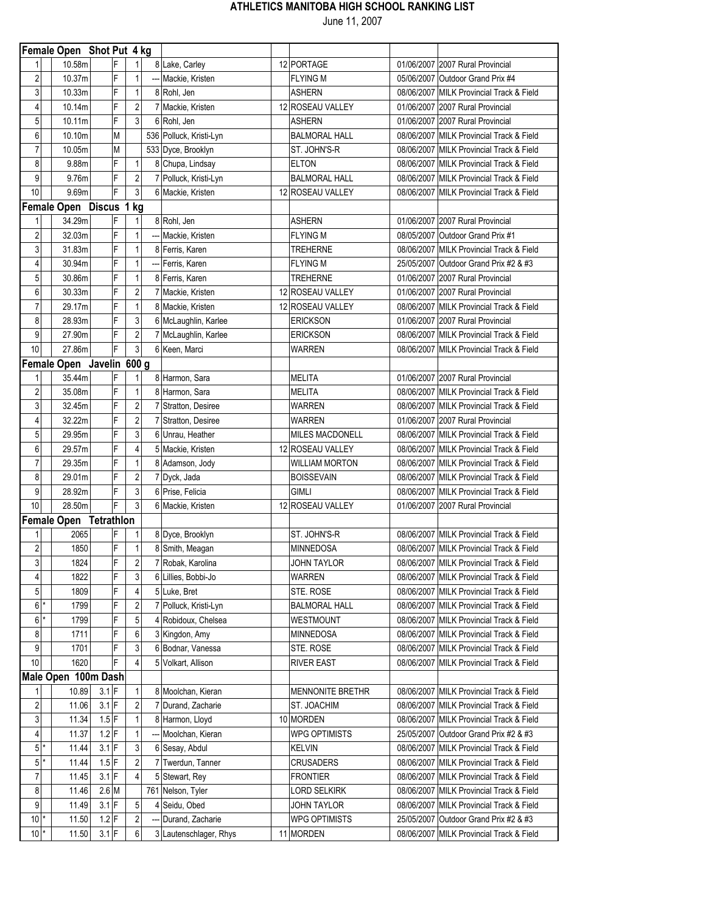# ATHLETICS MANITOBA HIGH SCHOOL RANKING LIST

June 11, 2007

| | | | | | | | | | | | |
|---|---|---|---|---|---|---|---|---|---|---|---|
| **Female Open Shot Put 4 kg** | | | | | | | | | | | |
| 1 | | 10.58m | | F | 1 | 8 | Lake, Carley | 12 | PORTAGE | 01/06/2007 | 2007 Rural Provincial |
| 2 | | 10.37m | | F | 1 | --- | Mackie, Kristen | | FLYING M | 05/06/2007 | Outdoor Grand Prix #4 |
| 3 | | 10.33m | | F | 1 | 8 | Rohl, Jen | | ASHERN | 08/06/2007 | MILK Provincial Track & Field |
| 4 | | 10.14m | | F | 2 | 7 | Mackie, Kristen | 12 | ROSEAU VALLEY | 01/06/2007 | 2007 Rural Provincial |
| 5 | | 10.11m | | F | 3 | 6 | Rohl, Jen | | ASHERN | 01/06/2007 | 2007 Rural Provincial |
| 6 | | 10.10m | | M | | 536 | Polluck, Kristi-Lyn | | BALMORAL HALL | 08/06/2007 | MILK Provincial Track & Field |
| 7 | | 10.05m | | M | | 533 | Dyce, Brooklyn | | ST. JOHN'S-R | 08/06/2007 | MILK Provincial Track & Field |
| 8 | | 9.88m | | F | 1 | 8 | Chupa, Lindsay | | ELTON | 08/06/2007 | MILK Provincial Track & Field |
| 9 | | 9.76m | | F | 2 | 7 | Polluck, Kristi-Lyn | | BALMORAL HALL | 08/06/2007 | MILK Provincial Track & Field |
| 10 | | 9.69m | | F | 3 | 6 | Mackie, Kristen | 12 | ROSEAU VALLEY | 08/06/2007 | MILK Provincial Track & Field |
| **Female Open Discus 1 kg** | | | | | | | | | | | |
| 1 | | 34.29m | | F | 1 | 8 | Rohl, Jen | | ASHERN | 01/06/2007 | 2007 Rural Provincial |
| 2 | | 32.03m | | F | 1 | --- | Mackie, Kristen | | FLYING M | 08/05/2007 | Outdoor Grand Prix #1 |
| 3 | | 31.83m | | F | 1 | 8 | Ferris, Karen | | TREHERNE | 08/06/2007 | MILK Provincial Track & Field |
| 4 | | 30.94m | | F | 1 | --- | Ferris, Karen | | FLYING M | 25/05/2007 | Outdoor Grand Prix #2 & #3 |
| 5 | | 30.86m | | F | 1 | 8 | Ferris, Karen | | TREHERNE | 01/06/2007 | 2007 Rural Provincial |
| 6 | | 30.33m | | F | 2 | 7 | Mackie, Kristen | 12 | ROSEAU VALLEY | 01/06/2007 | 2007 Rural Provincial |
| 7 | | 29.17m | | F | 1 | 8 | Mackie, Kristen | 12 | ROSEAU VALLEY | 08/06/2007 | MILK Provincial Track & Field |
| 8 | | 28.93m | | F | 3 | 6 | McLaughlin, Karlee | | ERICKSON | 01/06/2007 | 2007 Rural Provincial |
| 9 | | 27.90m | | F | 2 | 7 | McLaughlin, Karlee | | ERICKSON | 08/06/2007 | MILK Provincial Track & Field |
| 10 | | 27.86m | | F | 3 | 6 | Keen, Marci | | WARREN | 08/06/2007 | MILK Provincial Track & Field |
| **Female Open Javelin 600 g** | | | | | | | | | | | |
| 1 | | 35.44m | | F | 1 | 8 | Harmon, Sara | | MELITA | 01/06/2007 | 2007 Rural Provincial |
| 2 | | 35.08m | | F | 1 | 8 | Harmon, Sara | | MELITA | 08/06/2007 | MILK Provincial Track & Field |
| 3 | | 32.45m | | F | 2 | 7 | Stratton, Desiree | | WARREN | 08/06/2007 | MILK Provincial Track & Field |
| 4 | | 32.22m | | F | 2 | 7 | Stratton, Desiree | | WARREN | 01/06/2007 | 2007 Rural Provincial |
| 5 | | 29.95m | | F | 3 | 6 | Unrau, Heather | | MILES MACDONELL | 08/06/2007 | MILK Provincial Track & Field |
| 6 | | 29.57m | | F | 4 | 5 | Mackie, Kristen | 12 | ROSEAU VALLEY | 08/06/2007 | MILK Provincial Track & Field |
| 7 | | 29.35m | | F | 1 | 8 | Adamson, Jody | | WILLIAM MORTON | 08/06/2007 | MILK Provincial Track & Field |
| 8 | | 29.01m | | F | 2 | 7 | Dyck, Jada | | BOISSEVAIN | 08/06/2007 | MILK Provincial Track & Field |
| 9 | | 28.92m | | F | 3 | 6 | Prise, Felicia | | GIMLI | 08/06/2007 | MILK Provincial Track & Field |
| 10 | | 28.50m | | F | 3 | 6 | Mackie, Kristen | 12 | ROSEAU VALLEY | 01/06/2007 | 2007 Rural Provincial |
| **Female Open Tetrathlon** | | | | | | | | | | | |
| 1 | | 2065 | | F | 1 | 8 | Dyce, Brooklyn | | ST. JOHN'S-R | 08/06/2007 | MILK Provincial Track & Field |
| 2 | | 1850 | | F | 1 | 8 | Smith, Meagan | | MINNEDOSA | 08/06/2007 | MILK Provincial Track & Field |
| 3 | | 1824 | | F | 2 | 7 | Robak, Karolina | | JOHN TAYLOR | 08/06/2007 | MILK Provincial Track & Field |
| 4 | | 1822 | | F | 3 | 6 | Lillies, Bobbi-Jo | | WARREN | 08/06/2007 | MILK Provincial Track & Field |
| 5 | | 1809 | | F | 4 | 5 | Luke, Bret | | STE. ROSE | 08/06/2007 | MILK Provincial Track & Field |
| 6 | * | 1799 | | F | 2 | 7 | Polluck, Kristi-Lyn | | BALMORAL HALL | 08/06/2007 | MILK Provincial Track & Field |
| 6 | * | 1799 | | F | 5 | 4 | Robidoux, Chelsea | | WESTMOUNT | 08/06/2007 | MILK Provincial Track & Field |
| 8 | | 1711 | | F | 6 | 3 | Kingdon, Amy | | MINNEDOSA | 08/06/2007 | MILK Provincial Track & Field |
| 9 | | 1701 | | F | 3 | 6 | Bodnar, Vanessa | | STE. ROSE | 08/06/2007 | MILK Provincial Track & Field |
| 10 | | 1620 | | F | 4 | 5 | Volkart, Allison | | RIVER EAST | 08/06/2007 | MILK Provincial Track & Field |
| **Male Open 100m Dash** | | | | | | | | | | | |
| 1 | | 10.89 | 3.1 | F | 1 | 8 | Moolchan, Kieran | | MENNONITE BRETHR | 08/06/2007 | MILK Provincial Track & Field |
| 2 | | 11.06 | 3.1 | F | 2 | 7 | Durand, Zacharie | | ST. JOACHIM | 08/06/2007 | MILK Provincial Track & Field |
| 3 | | 11.34 | 1.5 | F | 1 | 8 | Harmon, Lloyd | 10 | MORDEN | 08/06/2007 | MILK Provincial Track & Field |
| 4 | | 11.37 | 1.2 | F | 1 | --- | Moolchan, Kieran | | WPG OPTIMISTS | 25/05/2007 | Outdoor Grand Prix #2 & #3 |
| 5 | * | 11.44 | 3.1 | F | 3 | 6 | Sesay, Abdul | | KELVIN | 08/06/2007 | MILK Provincial Track & Field |
| 5 | * | 11.44 | 1.5 | F | 2 | 7 | Twerdun, Tanner | | CRUSADERS | 08/06/2007 | MILK Provincial Track & Field |
| 7 | | 11.45 | 3.1 | F | 4 | 5 | Stewart, Rey | | FRONTIER | 08/06/2007 | MILK Provincial Track & Field |
| 8 | | 11.46 | 2.6 | M | | 761 | Nelson, Tyler | | LORD SELKIRK | 08/06/2007 | MILK Provincial Track & Field |
| 9 | | 11.49 | 3.1 | F | 5 | 4 | Seidu, Obed | | JOHN TAYLOR | 08/06/2007 | MILK Provincial Track & Field |
| 10 | * | 11.50 | 1.2 | F | 2 | --- | Durand, Zacharie | | WPG OPTIMISTS | 25/05/2007 | Outdoor Grand Prix #2 & #3 |
| 10 | * | 11.50 | 3.1 | F | 6 | 3 | Lautenschlager, Rhys | 11 | MORDEN | 08/06/2007 | MILK Provincial Track & Field |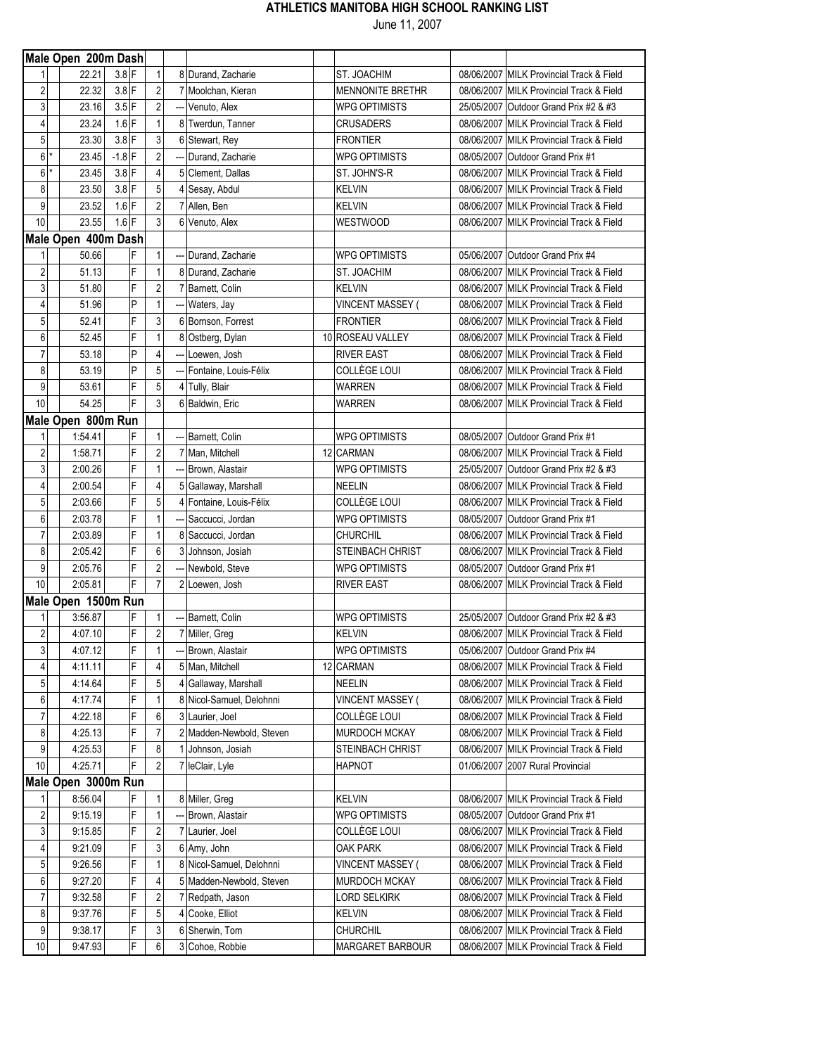# ATHLETICS MANITOBA HIGH SCHOOL RANKING LIST

June 11, 2007

| | | | | | | | | | | | |
|---|---|---|---|---|---|---|---|---|---|---|---|
| **Male Open 200m Dash** | | | | | | | | | | | |
| 1 | | 22.21 | 3.8 | F | 1 | 8 | Durand, Zacharie | | ST. JOACHIM | 08/06/2007 | MILK Provincial Track & Field |
| 2 | | 22.32 | 3.8 | F | 2 | 7 | Moolchan, Kieran | | MENNONITE BRETHR | 08/06/2007 | MILK Provincial Track & Field |
| 3 | | 23.16 | 3.5 | F | 2 | --- | Venuto, Alex | | WPG OPTIMISTS | 25/05/2007 | Outdoor Grand Prix #2 & #3 |
| 4 | | 23.24 | 1.6 | F | 1 | 8 | Twerdun, Tanner | | CRUSADERS | 08/06/2007 | MILK Provincial Track & Field |
| 5 | | 23.30 | 3.8 | F | 3 | 6 | Stewart, Rey | | FRONTIER | 08/06/2007 | MILK Provincial Track & Field |
| 6 | * | 23.45 | -1.8 | F | 2 | --- | Durand, Zacharie | | WPG OPTIMISTS | 08/05/2007 | Outdoor Grand Prix #1 |
| 6 | * | 23.45 | 3.8 | F | 4 | 5 | Clement, Dallas | | ST. JOHN'S-R | 08/06/2007 | MILK Provincial Track & Field |
| 8 | | 23.50 | 3.8 | F | 5 | 4 | Sesay, Abdul | | KELVIN | 08/06/2007 | MILK Provincial Track & Field |
| 9 | | 23.52 | 1.6 | F | 2 | 7 | Allen, Ben | | KELVIN | 08/06/2007 | MILK Provincial Track & Field |
| 10 | | 23.55 | 1.6 | F | 3 | 6 | Venuto, Alex | | WESTWOOD | 08/06/2007 | MILK Provincial Track & Field |
| **Male Open 400m Dash** | | | | | | | | | | | |
| 1 | | 50.66 | | F | 1 | --- | Durand, Zacharie | | WPG OPTIMISTS | 05/06/2007 | Outdoor Grand Prix #4 |
| 2 | | 51.13 | | F | 1 | 8 | Durand, Zacharie | | ST. JOACHIM | 08/06/2007 | MILK Provincial Track & Field |
| 3 | | 51.80 | | F | 2 | 7 | Barnett, Colin | | KELVIN | 08/06/2007 | MILK Provincial Track & Field |
| 4 | | 51.96 | | P | 1 | --- | Waters, Jay | | VINCENT MASSEY ( | 08/06/2007 | MILK Provincial Track & Field |
| 5 | | 52.41 | | F | 3 | 6 | Bornson, Forrest | | FRONTIER | 08/06/2007 | MILK Provincial Track & Field |
| 6 | | 52.45 | | F | 1 | 8 | Ostberg, Dylan | 10 | ROSEAU VALLEY | 08/06/2007 | MILK Provincial Track & Field |
| 7 | | 53.18 | | P | 4 | --- | Loewen, Josh | | RIVER EAST | 08/06/2007 | MILK Provincial Track & Field |
| 8 | | 53.19 | | P | 5 | --- | Fontaine, Louis-Félix | | COLLÈGE LOUI | 08/06/2007 | MILK Provincial Track & Field |
| 9 | | 53.61 | | F | 5 | 4 | Tully, Blair | | WARREN | 08/06/2007 | MILK Provincial Track & Field |
| 10 | | 54.25 | | F | 3 | 6 | Baldwin, Eric | | WARREN | 08/06/2007 | MILK Provincial Track & Field |
| **Male Open 800m Run** | | | | | | | | | | | |
| 1 | | 1:54.41 | | F | 1 | --- | Barnett, Colin | | WPG OPTIMISTS | 08/05/2007 | Outdoor Grand Prix #1 |
| 2 | | 1:58.71 | | F | 2 | 7 | Man, Mitchell | 12 | CARMAN | 08/06/2007 | MILK Provincial Track & Field |
| 3 | | 2:00.26 | | F | 1 | --- | Brown, Alastair | | WPG OPTIMISTS | 25/05/2007 | Outdoor Grand Prix #2 & #3 |
| 4 | | 2:00.54 | | F | 4 | 5 | Gallaway, Marshall | | NEELIN | 08/06/2007 | MILK Provincial Track & Field |
| 5 | | 2:03.66 | | F | 5 | 4 | Fontaine, Louis-Félix | | COLLÈGE LOUI | 08/06/2007 | MILK Provincial Track & Field |
| 6 | | 2:03.78 | | F | 1 | --- | Saccucci, Jordan | | WPG OPTIMISTS | 08/05/2007 | Outdoor Grand Prix #1 |
| 7 | | 2:03.89 | | F | 1 | 8 | Saccucci, Jordan | | CHURCHIL | 08/06/2007 | MILK Provincial Track & Field |
| 8 | | 2:05.42 | | F | 6 | 3 | Johnson, Josiah | | STEINBACH CHRIST | 08/06/2007 | MILK Provincial Track & Field |
| 9 | | 2:05.76 | | F | 2 | --- | Newbold, Steve | | WPG OPTIMISTS | 08/05/2007 | Outdoor Grand Prix #1 |
| 10 | | 2:05.81 | | F | 7 | 2 | Loewen, Josh | | RIVER EAST | 08/06/2007 | MILK Provincial Track & Field |
| **Male Open 1500m Run** | | | | | | | | | | | |
| 1 | | 3:56.87 | | F | 1 | --- | Barnett, Colin | | WPG OPTIMISTS | 25/05/2007 | Outdoor Grand Prix #2 & #3 |
| 2 | | 4:07.10 | | F | 2 | 7 | Miller, Greg | | KELVIN | 08/06/2007 | MILK Provincial Track & Field |
| 3 | | 4:07.12 | | F | 1 | --- | Brown, Alastair | | WPG OPTIMISTS | 05/06/2007 | Outdoor Grand Prix #4 |
| 4 | | 4:11.11 | | F | 4 | 5 | Man, Mitchell | 12 | CARMAN | 08/06/2007 | MILK Provincial Track & Field |
| 5 | | 4:14.64 | | F | 5 | 4 | Gallaway, Marshall | | NEELIN | 08/06/2007 | MILK Provincial Track & Field |
| 6 | | 4:17.74 | | F | 1 | 8 | Nicol-Samuel, Delohnni | | VINCENT MASSEY ( | 08/06/2007 | MILK Provincial Track & Field |
| 7 | | 4:22.18 | | F | 6 | 3 | Laurier, Joel | | COLLÈGE LOUI | 08/06/2007 | MILK Provincial Track & Field |
| 8 | | 4:25.13 | | F | 7 | 2 | Madden-Newbold, Steven | | MURDOCH MCKAY | 08/06/2007 | MILK Provincial Track & Field |
| 9 | | 4:25.53 | | F | 8 | 1 | Johnson, Josiah | | STEINBACH CHRIST | 08/06/2007 | MILK Provincial Track & Field |
| 10 | | 4:25.71 | | F | 2 | 7 | leClair, Lyle | | HAPNOT | 01/06/2007 | 2007 Rural Provincial |
| **Male Open 3000m Run** | | | | | | | | | | | |
| 1 | | 8:56.04 | | F | 1 | 8 | Miller, Greg | | KELVIN | 08/06/2007 | MILK Provincial Track & Field |
| 2 | | 9:15.19 | | F | 1 | --- | Brown, Alastair | | WPG OPTIMISTS | 08/05/2007 | Outdoor Grand Prix #1 |
| 3 | | 9:15.85 | | F | 2 | 7 | Laurier, Joel | | COLLÈGE LOUI | 08/06/2007 | MILK Provincial Track & Field |
| 4 | | 9:21.09 | | F | 3 | 6 | Amy, John | | OAK PARK | 08/06/2007 | MILK Provincial Track & Field |
| 5 | | 9:26.56 | | F | 1 | 8 | Nicol-Samuel, Delohnni | | VINCENT MASSEY ( | 08/06/2007 | MILK Provincial Track & Field |
| 6 | | 9:27.20 | | F | 4 | 5 | Madden-Newbold, Steven | | MURDOCH MCKAY | 08/06/2007 | MILK Provincial Track & Field |
| 7 | | 9:32.58 | | F | 2 | 7 | Redpath, Jason | | LORD SELKIRK | 08/06/2007 | MILK Provincial Track & Field |
| 8 | | 9:37.76 | | F | 5 | 4 | Cooke, Elliot | | KELVIN | 08/06/2007 | MILK Provincial Track & Field |
| 9 | | 9:38.17 | | F | 3 | 6 | Sherwin, Tom | | CHURCHIL | 08/06/2007 | MILK Provincial Track & Field |
| 10 | | 9:47.93 | | F | 6 | 3 | Cohoe, Robbie | | MARGARET BARBOUR | 08/06/2007 | MILK Provincial Track & Field |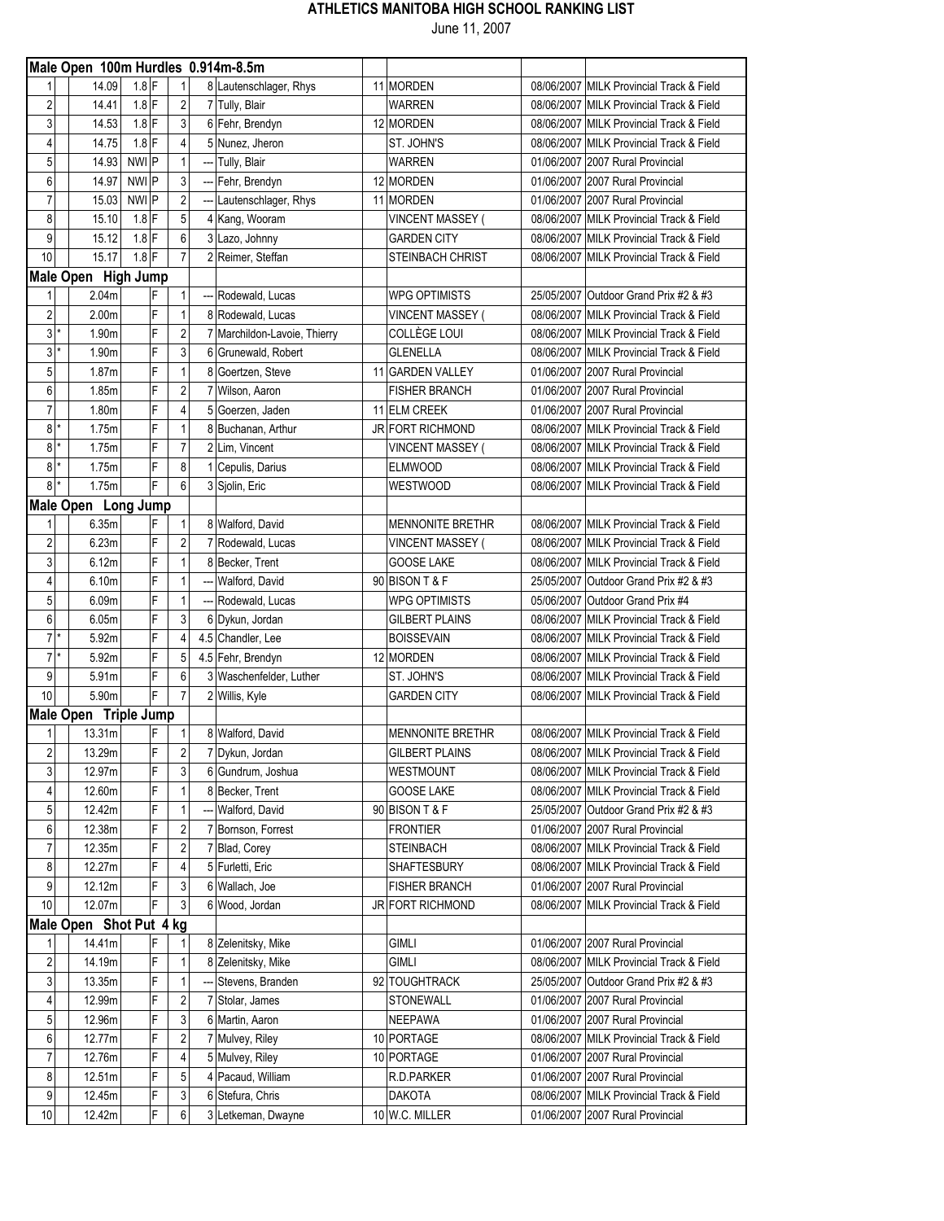# ATHLETICS MANITOBA HIGH SCHOOL RANKING LIST

June 11, 2007

| | | | | | | | | | | | |
|---|---|---|---|---|---|---|---|---|---|---|---|
| **Male Open 100m Hurdles 0.914m-8.5m** | | | | | | | | | | | |
| 1 | | 14.09 | 1.8 | F | 1 | 8 | Lautenschlager, Rhys | 11 | MORDEN | 08/06/2007 | MILK Provincial Track & Field |
| 2 | | 14.41 | 1.8 | F | 2 | 7 | Tully, Blair | | WARREN | 08/06/2007 | MILK Provincial Track & Field |
| 3 | | 14.53 | 1.8 | F | 3 | 6 | Fehr, Brendyn | 12 | MORDEN | 08/06/2007 | MILK Provincial Track & Field |
| 4 | | 14.75 | 1.8 | F | 4 | 5 | Nunez, Jheron | | ST. JOHN'S | 08/06/2007 | MILK Provincial Track & Field |
| 5 | | 14.93 | NWI | P | 1 | --- | Tully, Blair | | WARREN | 01/06/2007 | 2007 Rural Provincial |
| 6 | | 14.97 | NWI | P | 3 | --- | Fehr, Brendyn | 12 | MORDEN | 01/06/2007 | 2007 Rural Provincial |
| 7 | | 15.03 | NWI | P | 2 | --- | Lautenschlager, Rhys | 11 | MORDEN | 01/06/2007 | 2007 Rural Provincial |
| 8 | | 15.10 | 1.8 | F | 5 | 4 | Kang, Wooram | | VINCENT MASSEY ( | 08/06/2007 | MILK Provincial Track & Field |
| 9 | | 15.12 | 1.8 | F | 6 | 3 | Lazo, Johnny | | GARDEN CITY | 08/06/2007 | MILK Provincial Track & Field |
| 10 | | 15.17 | 1.8 | F | 7 | 2 | Reimer, Steffan | | STEINBACH CHRIST | 08/06/2007 | MILK Provincial Track & Field |
| **Male Open High Jump** | | | | | | | | | | | |
| 1 | | 2.04m | | F | 1 | --- | Rodewald, Lucas | | WPG OPTIMISTS | 25/05/2007 | Outdoor Grand Prix #2 & #3 |
| 2 | | 2.00m | | F | 1 | 8 | Rodewald, Lucas | | VINCENT MASSEY ( | 08/06/2007 | MILK Provincial Track & Field |
| 3 | * | 1.90m | | F | 2 | 7 | Marchildon-Lavoie, Thierry | | COLLÈGE LOUI | 08/06/2007 | MILK Provincial Track & Field |
| 3 | * | 1.90m | | F | 3 | 6 | Grunewald, Robert | | GLENELLA | 08/06/2007 | MILK Provincial Track & Field |
| 5 | | 1.87m | | F | 1 | 8 | Goertzen, Steve | 11 | GARDEN VALLEY | 01/06/2007 | 2007 Rural Provincial |
| 6 | | 1.85m | | F | 2 | 7 | Wilson, Aaron | | FISHER BRANCH | 01/06/2007 | 2007 Rural Provincial |
| 7 | | 1.80m | | F | 4 | 5 | Goerzen, Jaden | 11 | ELM CREEK | 01/06/2007 | 2007 Rural Provincial |
| 8 | * | 1.75m | | F | 1 | 8 | Buchanan, Arthur | JR | FORT RICHMOND | 08/06/2007 | MILK Provincial Track & Field |
| 8 | * | 1.75m | | F | 7 | 2 | Lim, Vincent | | VINCENT MASSEY ( | 08/06/2007 | MILK Provincial Track & Field |
| 8 | * | 1.75m | | F | 8 | 1 | Cepulis, Darius | | ELMWOOD | 08/06/2007 | MILK Provincial Track & Field |
| 8 | * | 1.75m | | F | 6 | 3 | Sjolin, Eric | | WESTWOOD | 08/06/2007 | MILK Provincial Track & Field |
| **Male Open Long Jump** | | | | | | | | | | | |
| 1 | | 6.35m | | F | 1 | 8 | Walford, David | | MENNONITE BRETHR | 08/06/2007 | MILK Provincial Track & Field |
| 2 | | 6.23m | | F | 2 | 7 | Rodewald, Lucas | | VINCENT MASSEY ( | 08/06/2007 | MILK Provincial Track & Field |
| 3 | | 6.12m | | F | 1 | 8 | Becker, Trent | | GOOSE LAKE | 08/06/2007 | MILK Provincial Track & Field |
| 4 | | 6.10m | | F | 1 | --- | Walford, David | 90 | BISON T & F | 25/05/2007 | Outdoor Grand Prix #2 & #3 |
| 5 | | 6.09m | | F | 1 | --- | Rodewald, Lucas | | WPG OPTIMISTS | 05/06/2007 | Outdoor Grand Prix #4 |
| 6 | | 6.05m | | F | 3 | 6 | Dykun, Jordan | | GILBERT PLAINS | 08/06/2007 | MILK Provincial Track & Field |
| 7 | * | 5.92m | | F | 4 | 4.5 | Chandler, Lee | | BOISSEVAIN | 08/06/2007 | MILK Provincial Track & Field |
| 7 | * | 5.92m | | F | 5 | 4.5 | Fehr, Brendyn | 12 | MORDEN | 08/06/2007 | MILK Provincial Track & Field |
| 9 | | 5.91m | | F | 6 | 3 | Waschenfelder, Luther | | ST. JOHN'S | 08/06/2007 | MILK Provincial Track & Field |
| 10 | | 5.90m | | F | 7 | 2 | Willis, Kyle | | GARDEN CITY | 08/06/2007 | MILK Provincial Track & Field |
| **Male Open Triple Jump** | | | | | | | | | | | |
| 1 | | 13.31m | | F | 1 | 8 | Walford, David | | MENNONITE BRETHR | 08/06/2007 | MILK Provincial Track & Field |
| 2 | | 13.29m | | F | 2 | 7 | Dykun, Jordan | | GILBERT PLAINS | 08/06/2007 | MILK Provincial Track & Field |
| 3 | | 12.97m | | F | 3 | 6 | Gundrum, Joshua | | WESTMOUNT | 08/06/2007 | MILK Provincial Track & Field |
| 4 | | 12.60m | | F | 1 | 8 | Becker, Trent | | GOOSE LAKE | 08/06/2007 | MILK Provincial Track & Field |
| 5 | | 12.42m | | F | 1 | --- | Walford, David | 90 | BISON T & F | 25/05/2007 | Outdoor Grand Prix #2 & #3 |
| 6 | | 12.38m | | F | 2 | 7 | Bornson, Forrest | | FRONTIER | 01/06/2007 | 2007 Rural Provincial |
| 7 | | 12.35m | | F | 2 | 7 | Blad, Corey | | STEINBACH | 08/06/2007 | MILK Provincial Track & Field |
| 8 | | 12.27m | | F | 4 | 5 | Furletti, Eric | | SHAFTESBURY | 08/06/2007 | MILK Provincial Track & Field |
| 9 | | 12.12m | | F | 3 | 6 | Wallach, Joe | | FISHER BRANCH | 01/06/2007 | 2007 Rural Provincial |
| 10 | | 12.07m | | F | 3 | 6 | Wood, Jordan | JR | FORT RICHMOND | 08/06/2007 | MILK Provincial Track & Field |
| **Male Open Shot Put 4 kg** | | | | | | | | | | | |
| 1 | | 14.41m | | F | 1 | 8 | Zelenitsky, Mike | | GIMLI | 01/06/2007 | 2007 Rural Provincial |
| 2 | | 14.19m | | F | 1 | 8 | Zelenitsky, Mike | | GIMLI | 08/06/2007 | MILK Provincial Track & Field |
| 3 | | 13.35m | | F | 1 | --- | Stevens, Branden | 92 | TOUGHTRACK | 25/05/2007 | Outdoor Grand Prix #2 & #3 |
| 4 | | 12.99m | | F | 2 | 7 | Stolar, James | | STONEWALL | 01/06/2007 | 2007 Rural Provincial |
| 5 | | 12.96m | | F | 3 | 6 | Martin, Aaron | | NEEPAWA | 01/06/2007 | 2007 Rural Provincial |
| 6 | | 12.77m | | F | 2 | 7 | Mulvey, Riley | 10 | PORTAGE | 08/06/2007 | MILK Provincial Track & Field |
| 7 | | 12.76m | | F | 4 | 5 | Mulvey, Riley | 10 | PORTAGE | 01/06/2007 | 2007 Rural Provincial |
| 8 | | 12.51m | | F | 5 | 4 | Pacaud, William | | R.D.PARKER | 01/06/2007 | 2007 Rural Provincial |
| 9 | | 12.45m | | F | 3 | 6 | Stefura, Chris | | DAKOTA | 08/06/2007 | MILK Provincial Track & Field |
| 10 | | 12.42m | | F | 6 | 3 | Letkeman, Dwayne | 10 | W.C. MILLER | 01/06/2007 | 2007 Rural Provincial |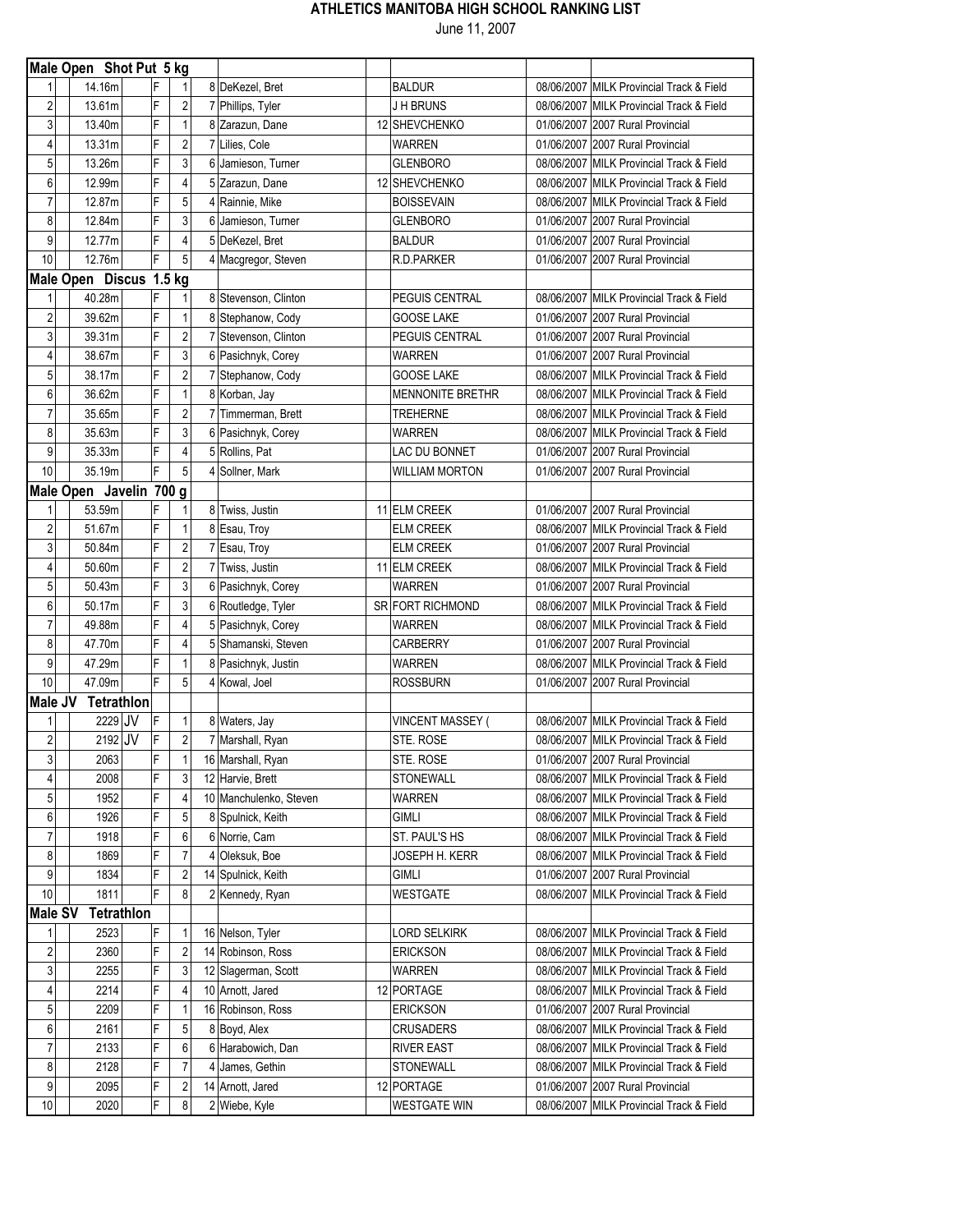# ATHLETICS MANITOBA HIGH SCHOOL RANKING LIST

June 11, 2007

| | | | | | | | | | | |
|---|---|---|---|---|---|---|---|---|---|---|
| **Male Open Shot Put 5 kg** | | | | | | | | | | |
| 1 | 14.16m | | F | 1 | 8 | DeKezel, Bret | | BALDUR | 08/06/2007 | MILK Provincial Track & Field |
| 2 | 13.61m | | F | 2 | 7 | Phillips, Tyler | | J H BRUNS | 08/06/2007 | MILK Provincial Track & Field |
| 3 | 13.40m | | F | 1 | 8 | Zarazun, Dane | 12 | SHEVCHENKO | 01/06/2007 | 2007 Rural Provincial |
| 4 | 13.31m | | F | 2 | 7 | Lilies, Cole | | WARREN | 01/06/2007 | 2007 Rural Provincial |
| 5 | 13.26m | | F | 3 | 6 | Jamieson, Turner | | GLENBORO | 08/06/2007 | MILK Provincial Track & Field |
| 6 | 12.99m | | F | 4 | 5 | Zarazun, Dane | 12 | SHEVCHENKO | 08/06/2007 | MILK Provincial Track & Field |
| 7 | 12.87m | | F | 5 | 4 | Rainnie, Mike | | BOISSEVAIN | 08/06/2007 | MILK Provincial Track & Field |
| 8 | 12.84m | | F | 3 | 6 | Jamieson, Turner | | GLENBORO | 01/06/2007 | 2007 Rural Provincial |
| 9 | 12.77m | | F | 4 | 5 | DeKezel, Bret | | BALDUR | 01/06/2007 | 2007 Rural Provincial |
| 10 | 12.76m | | F | 5 | 4 | Macgregor, Steven | | R.D.PARKER | 01/06/2007 | 2007 Rural Provincial |
| **Male Open Discus 1.5 kg** | | | | | | | | | | |
| 1 | 40.28m | | F | 1 | 8 | Stevenson, Clinton | | PEGUIS CENTRAL | 08/06/2007 | MILK Provincial Track & Field |
| 2 | 39.62m | | F | 1 | 8 | Stephanow, Cody | | GOOSE LAKE | 01/06/2007 | 2007 Rural Provincial |
| 3 | 39.31m | | F | 2 | 7 | Stevenson, Clinton | | PEGUIS CENTRAL | 01/06/2007 | 2007 Rural Provincial |
| 4 | 38.67m | | F | 3 | 6 | Pasichnyk, Corey | | WARREN | 01/06/2007 | 2007 Rural Provincial |
| 5 | 38.17m | | F | 2 | 7 | Stephanow, Cody | | GOOSE LAKE | 08/06/2007 | MILK Provincial Track & Field |
| 6 | 36.62m | | F | 1 | 8 | Korban, Jay | | MENNONITE BRETHR | 08/06/2007 | MILK Provincial Track & Field |
| 7 | 35.65m | | F | 2 | 7 | Timmerman, Brett | | TREHERNE | 08/06/2007 | MILK Provincial Track & Field |
| 8 | 35.63m | | F | 3 | 6 | Pasichnyk, Corey | | WARREN | 08/06/2007 | MILK Provincial Track & Field |
| 9 | 35.33m | | F | 4 | 5 | Rollins, Pat | | LAC DU BONNET | 01/06/2007 | 2007 Rural Provincial |
| 10 | 35.19m | | F | 5 | 4 | Sollner, Mark | | WILLIAM MORTON | 01/06/2007 | 2007 Rural Provincial |
| **Male Open Javelin 700 g** | | | | | | | | | | |
| 1 | 53.59m | | F | 1 | 8 | Twiss, Justin | 11 | ELM CREEK | 01/06/2007 | 2007 Rural Provincial |
| 2 | 51.67m | | F | 1 | 8 | Esau, Troy | | ELM CREEK | 08/06/2007 | MILK Provincial Track & Field |
| 3 | 50.84m | | F | 2 | 7 | Esau, Troy | | ELM CREEK | 01/06/2007 | 2007 Rural Provincial |
| 4 | 50.60m | | F | 2 | 7 | Twiss, Justin | 11 | ELM CREEK | 08/06/2007 | MILK Provincial Track & Field |
| 5 | 50.43m | | F | 3 | 6 | Pasichnyk, Corey | | WARREN | 01/06/2007 | 2007 Rural Provincial |
| 6 | 50.17m | | F | 3 | 6 | Routledge, Tyler | SR | FORT RICHMOND | 08/06/2007 | MILK Provincial Track & Field |
| 7 | 49.88m | | F | 4 | 5 | Pasichnyk, Corey | | WARREN | 08/06/2007 | MILK Provincial Track & Field |
| 8 | 47.70m | | F | 4 | 5 | Shamanski, Steven | | CARBERRY | 01/06/2007 | 2007 Rural Provincial |
| 9 | 47.29m | | F | 1 | 8 | Pasichnyk, Justin | | WARREN | 08/06/2007 | MILK Provincial Track & Field |
| 10 | 47.09m | | F | 5 | 4 | Kowal, Joel | | ROSSBURN | 01/06/2007 | 2007 Rural Provincial |
| **Male JV Tetrathlon** | | | | | | | | | | |
| 1 | 2229 | JV | F | 1 | 8 | Waters, Jay | | VINCENT MASSEY ( | 08/06/2007 | MILK Provincial Track & Field |
| 2 | 2192 | JV | F | 2 | 7 | Marshall, Ryan | | STE. ROSE | 08/06/2007 | MILK Provincial Track & Field |
| 3 | 2063 | | F | 1 | 16 | Marshall, Ryan | | STE. ROSE | 01/06/2007 | 2007 Rural Provincial |
| 4 | 2008 | | F | 3 | 12 | Harvie, Brett | | STONEWALL | 08/06/2007 | MILK Provincial Track & Field |
| 5 | 1952 | | F | 4 | 10 | Manchulenko, Steven | | WARREN | 08/06/2007 | MILK Provincial Track & Field |
| 6 | 1926 | | F | 5 | 8 | Spulnick, Keith | | GIMLI | 08/06/2007 | MILK Provincial Track & Field |
| 7 | 1918 | | F | 6 | 6 | Norrie, Cam | | ST. PAUL'S HS | 08/06/2007 | MILK Provincial Track & Field |
| 8 | 1869 | | F | 7 | 4 | Oleksuk, Boe | | JOSEPH H. KERR | 08/06/2007 | MILK Provincial Track & Field |
| 9 | 1834 | | F | 2 | 14 | Spulnick, Keith | | GIMLI | 01/06/2007 | 2007 Rural Provincial |
| 10 | 1811 | | F | 8 | 2 | Kennedy, Ryan | | WESTGATE | 08/06/2007 | MILK Provincial Track & Field |
| **Male SV Tetrathlon** | | | | | | | | | | |
| 1 | 2523 | | F | 1 | 16 | Nelson, Tyler | | LORD SELKIRK | 08/06/2007 | MILK Provincial Track & Field |
| 2 | 2360 | | F | 2 | 14 | Robinson, Ross | | ERICKSON | 08/06/2007 | MILK Provincial Track & Field |
| 3 | 2255 | | F | 3 | 12 | Slagerman, Scott | | WARREN | 08/06/2007 | MILK Provincial Track & Field |
| 4 | 2214 | | F | 4 | 10 | Arnott, Jared | 12 | PORTAGE | 08/06/2007 | MILK Provincial Track & Field |
| 5 | 2209 | | F | 1 | 16 | Robinson, Ross | | ERICKSON | 01/06/2007 | 2007 Rural Provincial |
| 6 | 2161 | | F | 5 | 8 | Boyd, Alex | | CRUSADERS | 08/06/2007 | MILK Provincial Track & Field |
| 7 | 2133 | | F | 6 | 6 | Harabowich, Dan | | RIVER EAST | 08/06/2007 | MILK Provincial Track & Field |
| 8 | 2128 | | F | 7 | 4 | James, Gethin | | STONEWALL | 08/06/2007 | MILK Provincial Track & Field |
| 9 | 2095 | | F | 2 | 14 | Arnott, Jared | 12 | PORTAGE | 01/06/2007 | 2007 Rural Provincial |
| 10 | 2020 | | F | 8 | 2 | Wiebe, Kyle | | WESTGATE WIN | 08/06/2007 | MILK Provincial Track & Field |